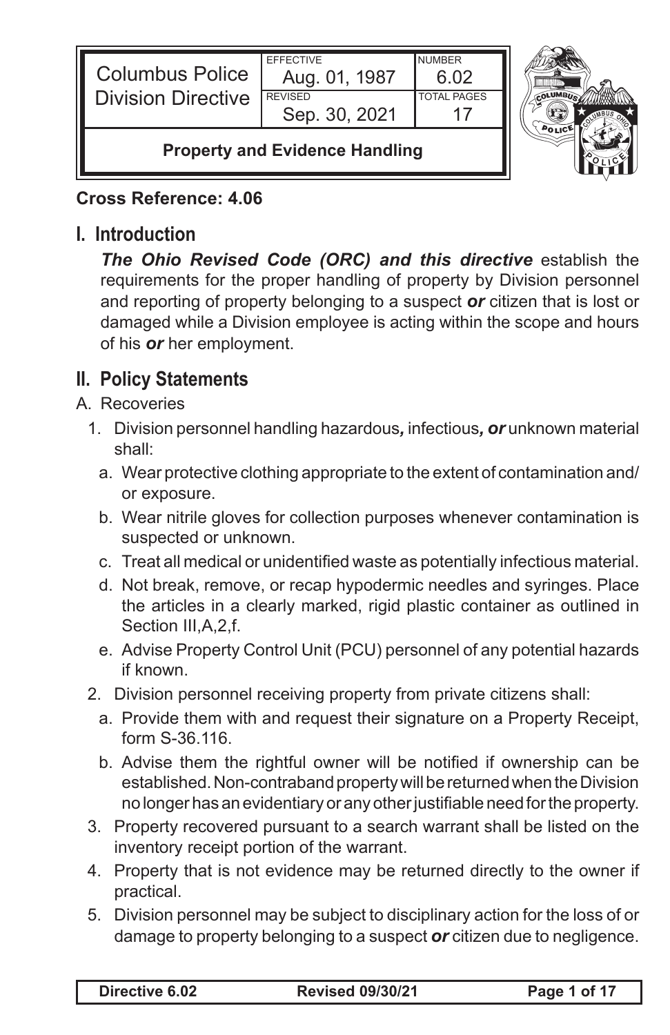| Columbus Police Division Directive | EFFECTIVE Aug. 01, 1987 | NUMBER 6.02 |
| --- | --- | --- |
| | REVISED Sep. 30, 2021 | TOTAL PAGES 17 |
| **Property and Evidence Handling** | | |

**Cross Reference: 4.06**

## I. Introduction

***The Ohio Revised Code (ORC) and this directive*** establish the requirements for the proper handling of property by Division personnel and reporting of property belonging to a suspect ***or*** citizen that is lost or damaged while a Division employee is acting within the scope and hours of his ***or*** her employment.

## II. Policy Statements

A. Recoveries

1. Division personnel handling hazardous***,*** infectious***, or*** unknown material shall:
   a. Wear protective clothing appropriate to the extent of contamination and/or exposure.
   b. Wear nitrile gloves for collection purposes whenever contamination is suspected or unknown.
   c. Treat all medical or unidentified waste as potentially infectious material.
   d. Not break, remove, or recap hypodermic needles and syringes. Place the articles in a clearly marked, rigid plastic container as outlined in Section III,A,2,f.
   e. Advise Property Control Unit (PCU) personnel of any potential hazards if known.
2. Division personnel receiving property from private citizens shall:
   a. Provide them with and request their signature on a Property Receipt, form S-36.116.
   b. Advise them the rightful owner will be notified if ownership can be established. Non-contraband property will be returned when the Division no longer has an evidentiary or any other justifiable need for the property.
3. Property recovered pursuant to a search warrant shall be listed on the inventory receipt portion of the warrant.
4. Property that is not evidence may be returned directly to the owner if practical.
5. Division personnel may be subject to disciplinary action for the loss of or damage to property belonging to a suspect ***or*** citizen due to negligence.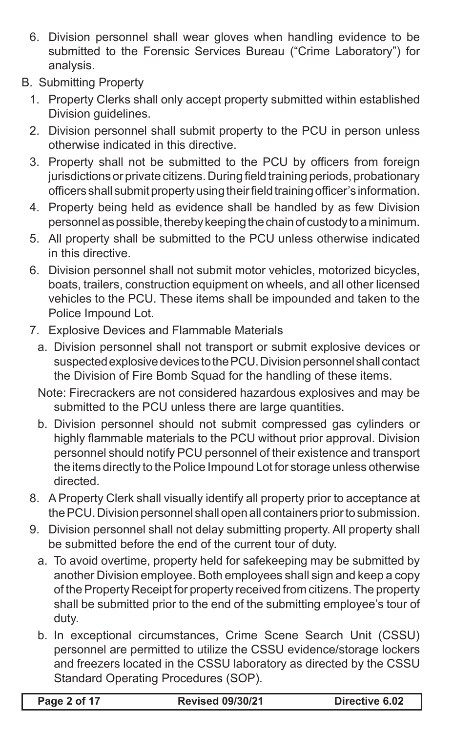6. Division personnel shall wear gloves when handling evidence to be submitted to the Forensic Services Bureau ("Crime Laboratory") for analysis.

B. Submitting Property

1. Property Clerks shall only accept property submitted within established Division guidelines.
2. Division personnel shall submit property to the PCU in person unless otherwise indicated in this directive.
3. Property shall not be submitted to the PCU by officers from foreign jurisdictions or private citizens. During field training periods, probationary officers shall submit property using their field training officer's information.
4. Property being held as evidence shall be handled by as few Division personnel as possible, thereby keeping the chain of custody to a minimum.
5. All property shall be submitted to the PCU unless otherwise indicated in this directive.
6. Division personnel shall not submit motor vehicles, motorized bicycles, boats, trailers, construction equipment on wheels, and all other licensed vehicles to the PCU. These items shall be impounded and taken to the Police Impound Lot.
7. Explosive Devices and Flammable Materials
   a. Division personnel shall not transport or submit explosive devices or suspected explosive devices to the PCU. Division personnel shall contact the Division of Fire Bomb Squad for the handling of these items.

   Note: Firecrackers are not considered hazardous explosives and may be submitted to the PCU unless there are large quantities.

   b. Division personnel should not submit compressed gas cylinders or highly flammable materials to the PCU without prior approval. Division personnel should notify PCU personnel of their existence and transport the items directly to the Police Impound Lot for storage unless otherwise directed.
8. A Property Clerk shall visually identify all property prior to acceptance at the PCU. Division personnel shall open all containers prior to submission.
9. Division personnel shall not delay submitting property. All property shall be submitted before the end of the current tour of duty.
   a. To avoid overtime, property held for safekeeping may be submitted by another Division employee. Both employees shall sign and keep a copy of the Property Receipt for property received from citizens. The property shall be submitted prior to the end of the submitting employee's tour of duty.
   b. In exceptional circumstances, Crime Scene Search Unit (CSSU) personnel are permitted to utilize the CSSU evidence/storage lockers and freezers located in the CSSU laboratory as directed by the CSSU Standard Operating Procedures (SOP).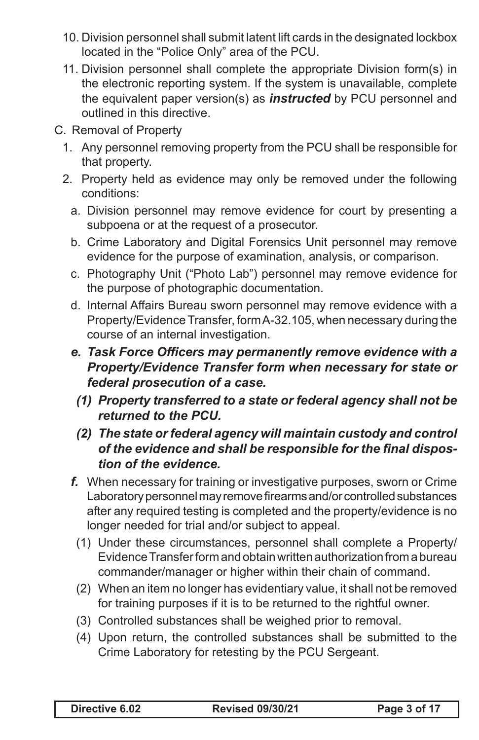10. Division personnel shall submit latent lift cards in the designated lockbox located in the "Police Only" area of the PCU.
11. Division personnel shall complete the appropriate Division form(s) in the electronic reporting system. If the system is unavailable, complete the equivalent paper version(s) as ***instructed*** by PCU personnel and outlined in this directive.

C. Removal of Property

1. Any personnel removing property from the PCU shall be responsible for that property.
2. Property held as evidence may only be removed under the following conditions:
   a. Division personnel may remove evidence for court by presenting a subpoena or at the request of a prosecutor.
   b. Crime Laboratory and Digital Forensics Unit personnel may remove evidence for the purpose of examination, analysis, or comparison.
   c. Photography Unit ("Photo Lab") personnel may remove evidence for the purpose of photographic documentation.
   d. Internal Affairs Bureau sworn personnel may remove evidence with a Property/Evidence Transfer, form A-32.105, when necessary during the course of an internal investigation.
   ***e. Task Force Officers may permanently remove evidence with a Property/Evidence Transfer form when necessary for state or federal prosecution of a case.***
      ***(1) Property transferred to a state or federal agency shall not be returned to the PCU.***
      ***(2) The state or federal agency will maintain custody and control of the evidence and shall be responsible for the final disposition of the evidence.***
   ***f.*** When necessary for training or investigative purposes, sworn or Crime Laboratory personnel may remove firearms and/or controlled substances after any required testing is completed and the property/evidence is no longer needed for trial and/or subject to appeal.
      (1) Under these circumstances, personnel shall complete a Property/Evidence Transfer form and obtain written authorization from a bureau commander/manager or higher within their chain of command.
      (2) When an item no longer has evidentiary value, it shall not be removed for training purposes if it is to be returned to the rightful owner.
      (3) Controlled substances shall be weighed prior to removal.
      (4) Upon return, the controlled substances shall be submitted to the Crime Laboratory for retesting by the PCU Sergeant.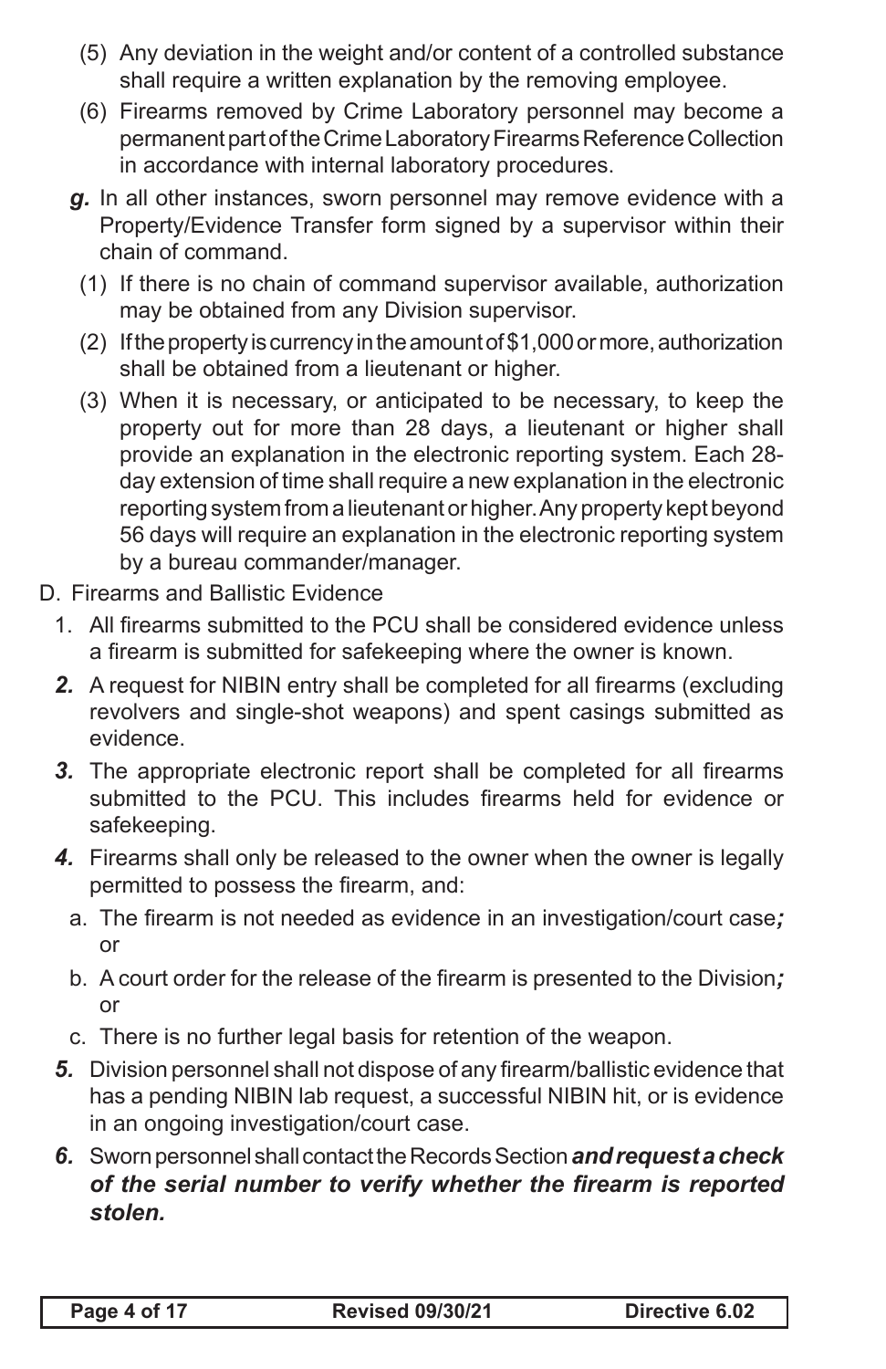(5) Any deviation in the weight and/or content of a controlled substance shall require a written explanation by the removing employee.

(6) Firearms removed by Crime Laboratory personnel may become a permanent part of the Crime Laboratory Firearms Reference Collection in accordance with internal laboratory procedures.

***g.*** In all other instances, sworn personnel may remove evidence with a Property/Evidence Transfer form signed by a supervisor within their chain of command.

(1) If there is no chain of command supervisor available, authorization may be obtained from any Division supervisor.

(2) If the property is currency in the amount of $1,000 or more, authorization shall be obtained from a lieutenant or higher.

(3) When it is necessary, or anticipated to be necessary, to keep the property out for more than 28 days, a lieutenant or higher shall provide an explanation in the electronic reporting system. Each 28-day extension of time shall require a new explanation in the electronic reporting system from a lieutenant or higher. Any property kept beyond 56 days will require an explanation in the electronic reporting system by a bureau commander/manager.

D. Firearms and Ballistic Evidence

1. All firearms submitted to the PCU shall be considered evidence unless a firearm is submitted for safekeeping where the owner is known.

***2.*** A request for NIBIN entry shall be completed for all firearms (excluding revolvers and single-shot weapons) and spent casings submitted as evidence.

***3.*** The appropriate electronic report shall be completed for all firearms submitted to the PCU. This includes firearms held for evidence or safekeeping.

***4.*** Firearms shall only be released to the owner when the owner is legally permitted to possess the firearm, and:

a. The firearm is not needed as evidence in an investigation/court case***;*** or

b. A court order for the release of the firearm is presented to the Division***;*** or

c. There is no further legal basis for retention of the weapon.

***5.*** Division personnel shall not dispose of any firearm/ballistic evidence that has a pending NIBIN lab request, a successful NIBIN hit, or is evidence in an ongoing investigation/court case.

***6.*** Sworn personnel shall contact the Records Section ***and request a check of the serial number to verify whether the firearm is reported stolen.***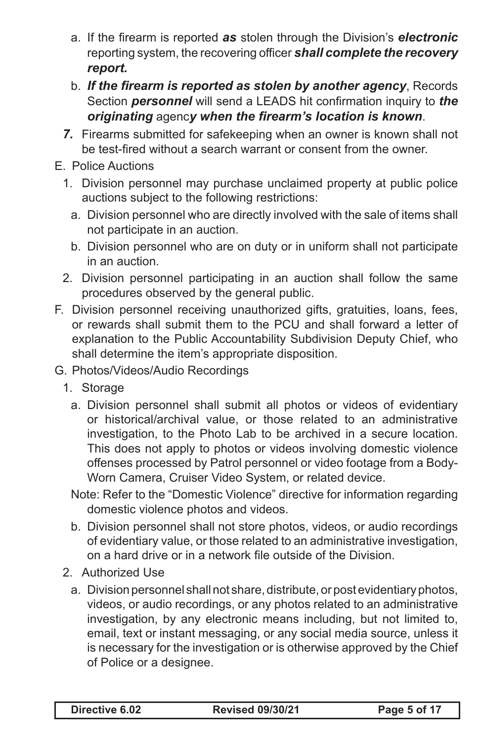a. If the firearm is reported ***as*** stolen through the Division's ***electronic*** reporting system, the recovering officer ***shall complete the recovery report.***

b. ***If the firearm is reported as stolen by another agency***, Records Section ***personnel*** will send a LEADS hit confirmation inquiry to ***the originating*** agenc***y when the firearm's location is known***.

***7.*** Firearms submitted for safekeeping when an owner is known shall not be test-fired without a search warrant or consent from the owner.

E. Police Auctions

1. Division personnel may purchase unclaimed property at public police auctions subject to the following restrictions:

   a. Division personnel who are directly involved with the sale of items shall not participate in an auction.

   b. Division personnel who are on duty or in uniform shall not participate in an auction.

2. Division personnel participating in an auction shall follow the same procedures observed by the general public.

F. Division personnel receiving unauthorized gifts, gratuities, loans, fees, or rewards shall submit them to the PCU and shall forward a letter of explanation to the Public Accountability Subdivision Deputy Chief, who shall determine the item's appropriate disposition.

G. Photos/Videos/Audio Recordings

1. Storage

   a. Division personnel shall submit all photos or videos of evidentiary or historical/archival value, or those related to an administrative investigation, to the Photo Lab to be archived in a secure location. This does not apply to photos or videos involving domestic violence offenses processed by Patrol personnel or video footage from a Body-Worn Camera, Cruiser Video System, or related device.

   Note: Refer to the "Domestic Violence" directive for information regarding domestic violence photos and videos.

   b. Division personnel shall not store photos, videos, or audio recordings of evidentiary value, or those related to an administrative investigation, on a hard drive or in a network file outside of the Division.

2. Authorized Use

   a. Division personnel shall not share, distribute, or post evidentiary photos, videos, or audio recordings, or any photos related to an administrative investigation, by any electronic means including, but not limited to, email, text or instant messaging, or any social media source, unless it is necessary for the investigation or is otherwise approved by the Chief of Police or a designee.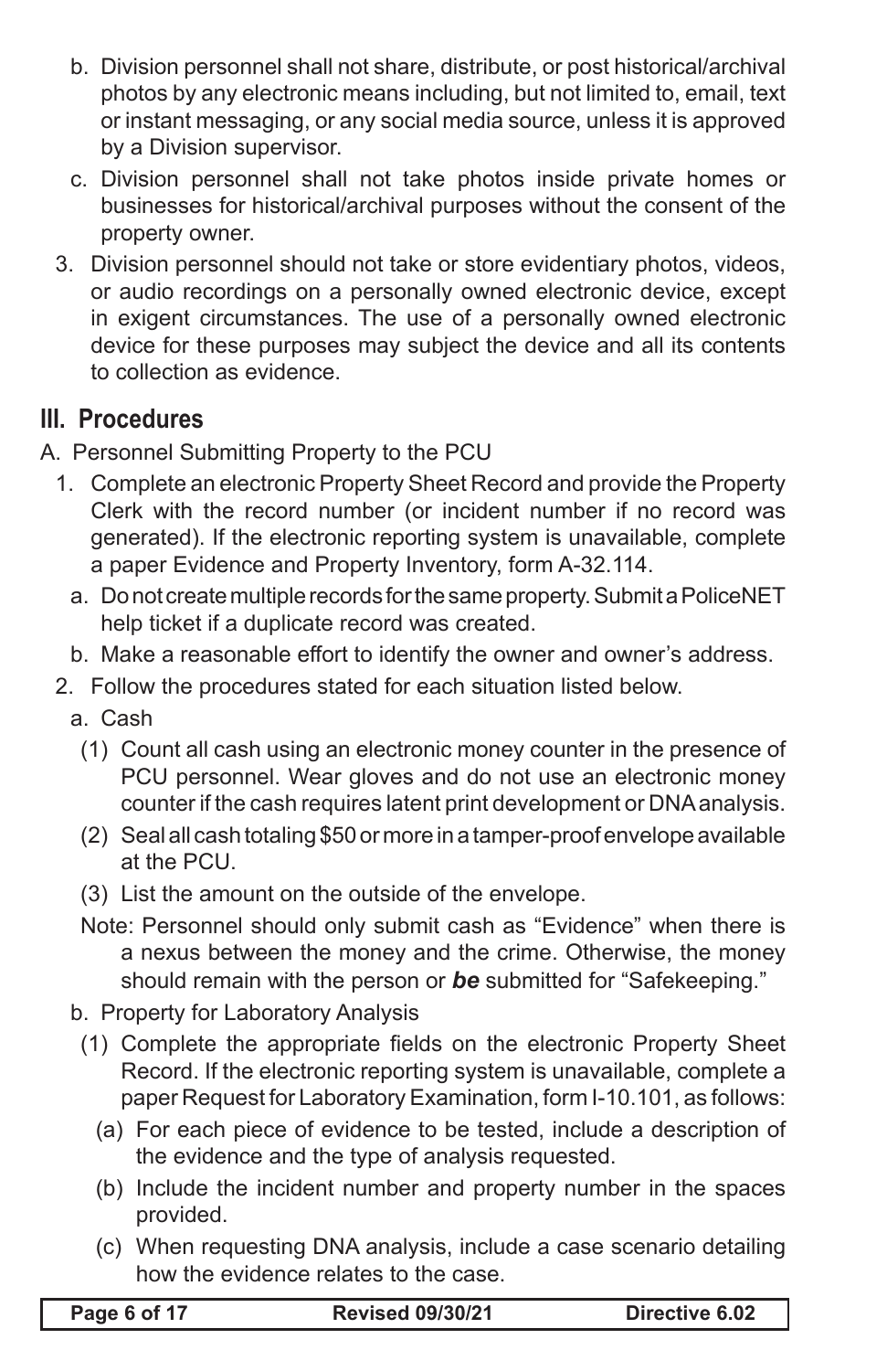b. Division personnel shall not share, distribute, or post historical/archival photos by any electronic means including, but not limited to, email, text or instant messaging, or any social media source, unless it is approved by a Division supervisor.

c. Division personnel shall not take photos inside private homes or businesses for historical/archival purposes without the consent of the property owner.

3. Division personnel should not take or store evidentiary photos, videos, or audio recordings on a personally owned electronic device, except in exigent circumstances. The use of a personally owned electronic device for these purposes may subject the device and all its contents to collection as evidence.

## III. Procedures

A. Personnel Submitting Property to the PCU

1. Complete an electronic Property Sheet Record and provide the Property Clerk with the record number (or incident number if no record was generated). If the electronic reporting system is unavailable, complete a paper Evidence and Property Inventory, form A-32.114.

   a. Do not create multiple records for the same property. Submit a PoliceNET help ticket if a duplicate record was created.

   b. Make a reasonable effort to identify the owner and owner's address.

2. Follow the procedures stated for each situation listed below.

   a. Cash

   (1) Count all cash using an electronic money counter in the presence of PCU personnel. Wear gloves and do not use an electronic money counter if the cash requires latent print development or DNA analysis.

   (2) Seal all cash totaling $50 or more in a tamper-proof envelope available at the PCU.

   (3) List the amount on the outside of the envelope.

   Note: Personnel should only submit cash as "Evidence" when there is a nexus between the money and the crime. Otherwise, the money should remain with the person or ***be*** submitted for "Safekeeping."

   b. Property for Laboratory Analysis

   (1) Complete the appropriate fields on the electronic Property Sheet Record. If the electronic reporting system is unavailable, complete a paper Request for Laboratory Examination, form I-10.101, as follows:

   (a) For each piece of evidence to be tested, include a description of the evidence and the type of analysis requested.

   (b) Include the incident number and property number in the spaces provided.

   (c) When requesting DNA analysis, include a case scenario detailing how the evidence relates to the case.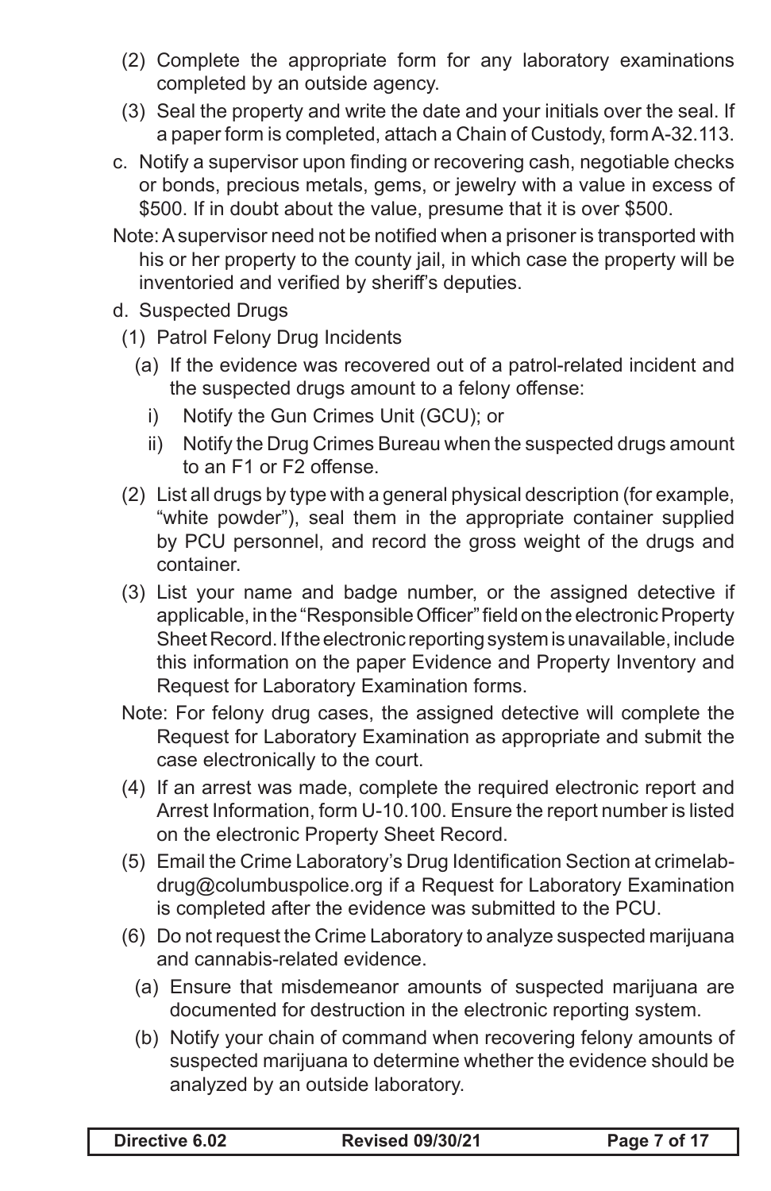(2) Complete the appropriate form for any laboratory examinations completed by an outside agency.

(3) Seal the property and write the date and your initials over the seal. If a paper form is completed, attach a Chain of Custody, form A-32.113.

c. Notify a supervisor upon finding or recovering cash, negotiable checks or bonds, precious metals, gems, or jewelry with a value in excess of $500. If in doubt about the value, presume that it is over $500.

Note: A supervisor need not be notified when a prisoner is transported with his or her property to the county jail, in which case the property will be inventoried and verified by sheriff's deputies.

d. Suspected Drugs

(1) Patrol Felony Drug Incidents

(a) If the evidence was recovered out of a patrol-related incident and the suspected drugs amount to a felony offense:

i) Notify the Gun Crimes Unit (GCU); or

ii) Notify the Drug Crimes Bureau when the suspected drugs amount to an F1 or F2 offense.

(2) List all drugs by type with a general physical description (for example, "white powder"), seal them in the appropriate container supplied by PCU personnel, and record the gross weight of the drugs and container.

(3) List your name and badge number, or the assigned detective if applicable, in the "Responsible Officer" field on the electronic Property Sheet Record. If the electronic reporting system is unavailable, include this information on the paper Evidence and Property Inventory and Request for Laboratory Examination forms.

Note: For felony drug cases, the assigned detective will complete the Request for Laboratory Examination as appropriate and submit the case electronically to the court.

(4) If an arrest was made, complete the required electronic report and Arrest Information, form U-10.100. Ensure the report number is listed on the electronic Property Sheet Record.

(5) Email the Crime Laboratory's Drug Identification Section at crimelab-drug@columbuspolice.org if a Request for Laboratory Examination is completed after the evidence was submitted to the PCU.

(6) Do not request the Crime Laboratory to analyze suspected marijuana and cannabis-related evidence.

(a) Ensure that misdemeanor amounts of suspected marijuana are documented for destruction in the electronic reporting system.

(b) Notify your chain of command when recovering felony amounts of suspected marijuana to determine whether the evidence should be analyzed by an outside laboratory.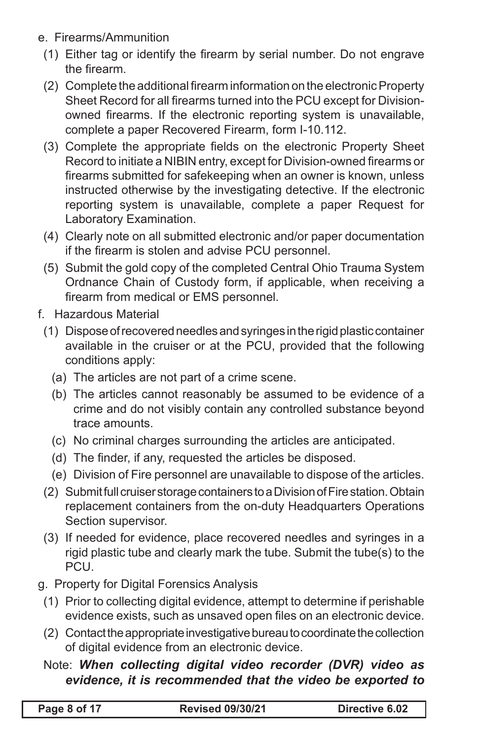e. Firearms/Ammunition

(1) Either tag or identify the firearm by serial number. Do not engrave the firearm.

(2) Complete the additional firearm information on the electronic Property Sheet Record for all firearms turned into the PCU except for Division-owned firearms. If the electronic reporting system is unavailable, complete a paper Recovered Firearm, form I-10.112.

(3) Complete the appropriate fields on the electronic Property Sheet Record to initiate a NIBIN entry, except for Division-owned firearms or firearms submitted for safekeeping when an owner is known, unless instructed otherwise by the investigating detective. If the electronic reporting system is unavailable, complete a paper Request for Laboratory Examination.

(4) Clearly note on all submitted electronic and/or paper documentation if the firearm is stolen and advise PCU personnel.

(5) Submit the gold copy of the completed Central Ohio Trauma System Ordnance Chain of Custody form, if applicable, when receiving a firearm from medical or EMS personnel.

f. Hazardous Material

(1) Dispose of recovered needles and syringes in the rigid plastic container available in the cruiser or at the PCU, provided that the following conditions apply:

(a) The articles are not part of a crime scene.

(b) The articles cannot reasonably be assumed to be evidence of a crime and do not visibly contain any controlled substance beyond trace amounts.

(c) No criminal charges surrounding the articles are anticipated.

(d) The finder, if any, requested the articles be disposed.

(e) Division of Fire personnel are unavailable to dispose of the articles.

(2) Submit full cruiser storage containers to a Division of Fire station. Obtain replacement containers from the on-duty Headquarters Operations Section supervisor.

(3) If needed for evidence, place recovered needles and syringes in a rigid plastic tube and clearly mark the tube. Submit the tube(s) to the PCU.

g. Property for Digital Forensics Analysis

(1) Prior to collecting digital evidence, attempt to determine if perishable evidence exists, such as unsaved open files on an electronic device.

(2) Contact the appropriate investigative bureau to coordinate the collection of digital evidence from an electronic device.

Note: ***When collecting digital video recorder (DVR) video as evidence, it is recommended that the video be exported to***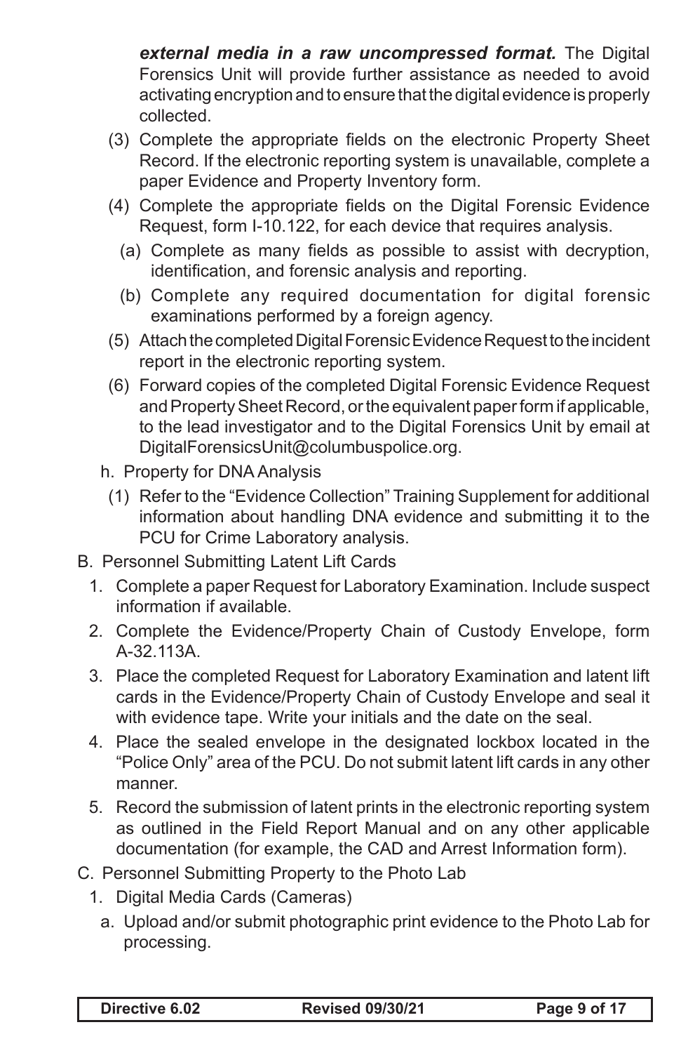***external media in a raw uncompressed format.*** The Digital Forensics Unit will provide further assistance as needed to avoid activating encryption and to ensure that the digital evidence is properly collected.

(3) Complete the appropriate fields on the electronic Property Sheet Record. If the electronic reporting system is unavailable, complete a paper Evidence and Property Inventory form.

(4) Complete the appropriate fields on the Digital Forensic Evidence Request, form I-10.122, for each device that requires analysis.

(a) Complete as many fields as possible to assist with decryption, identification, and forensic analysis and reporting.

(b) Complete any required documentation for digital forensic examinations performed by a foreign agency.

(5) Attach the completed Digital Forensic Evidence Request to the incident report in the electronic reporting system.

(6) Forward copies of the completed Digital Forensic Evidence Request and Property Sheet Record, or the equivalent paper form if applicable, to the lead investigator and to the Digital Forensics Unit by email at DigitalForensicsUnit@columbuspolice.org.

h. Property for DNA Analysis

(1) Refer to the "Evidence Collection" Training Supplement for additional information about handling DNA evidence and submitting it to the PCU for Crime Laboratory analysis.

B. Personnel Submitting Latent Lift Cards

1. Complete a paper Request for Laboratory Examination. Include suspect information if available.
2. Complete the Evidence/Property Chain of Custody Envelope, form A-32.113A.
3. Place the completed Request for Laboratory Examination and latent lift cards in the Evidence/Property Chain of Custody Envelope and seal it with evidence tape. Write your initials and the date on the seal.
4. Place the sealed envelope in the designated lockbox located in the "Police Only" area of the PCU. Do not submit latent lift cards in any other manner.
5. Record the submission of latent prints in the electronic reporting system as outlined in the Field Report Manual and on any other applicable documentation (for example, the CAD and Arrest Information form).

C. Personnel Submitting Property to the Photo Lab

1. Digital Media Cards (Cameras)

a. Upload and/or submit photographic print evidence to the Photo Lab for processing.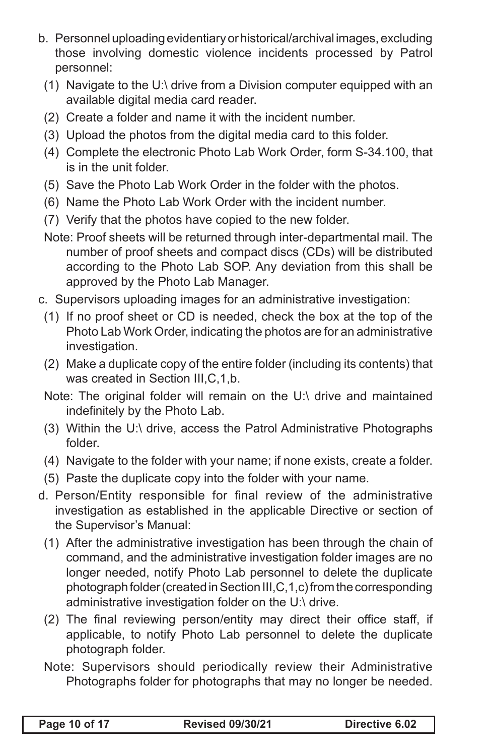b. Personnel uploading evidentiary or historical/archival images, excluding those involving domestic violence incidents processed by Patrol personnel:

   (1) Navigate to the U:\ drive from a Division computer equipped with an available digital media card reader.

   (2) Create a folder and name it with the incident number.

   (3) Upload the photos from the digital media card to this folder.

   (4) Complete the electronic Photo Lab Work Order, form S-34.100, that is in the unit folder.

   (5) Save the Photo Lab Work Order in the folder with the photos.

   (6) Name the Photo Lab Work Order with the incident number.

   (7) Verify that the photos have copied to the new folder.

   Note: Proof sheets will be returned through inter-departmental mail. The number of proof sheets and compact discs (CDs) will be distributed according to the Photo Lab SOP. Any deviation from this shall be approved by the Photo Lab Manager.

c. Supervisors uploading images for an administrative investigation:

   (1) If no proof sheet or CD is needed, check the box at the top of the Photo Lab Work Order, indicating the photos are for an administrative investigation.

   (2) Make a duplicate copy of the entire folder (including its contents) that was created in Section III,C,1,b.

   Note: The original folder will remain on the U:\ drive and maintained indefinitely by the Photo Lab.

   (3) Within the U:\ drive, access the Patrol Administrative Photographs folder.

   (4) Navigate to the folder with your name; if none exists, create a folder.

   (5) Paste the duplicate copy into the folder with your name.

d. Person/Entity responsible for final review of the administrative investigation as established in the applicable Directive or section of the Supervisor's Manual:

   (1) After the administrative investigation has been through the chain of command, and the administrative investigation folder images are no longer needed, notify Photo Lab personnel to delete the duplicate photograph folder (created in Section III,C,1,c) from the corresponding administrative investigation folder on the U:\ drive.

   (2) The final reviewing person/entity may direct their office staff, if applicable, to notify Photo Lab personnel to delete the duplicate photograph folder.

   Note: Supervisors should periodically review their Administrative Photographs folder for photographs that may no longer be needed.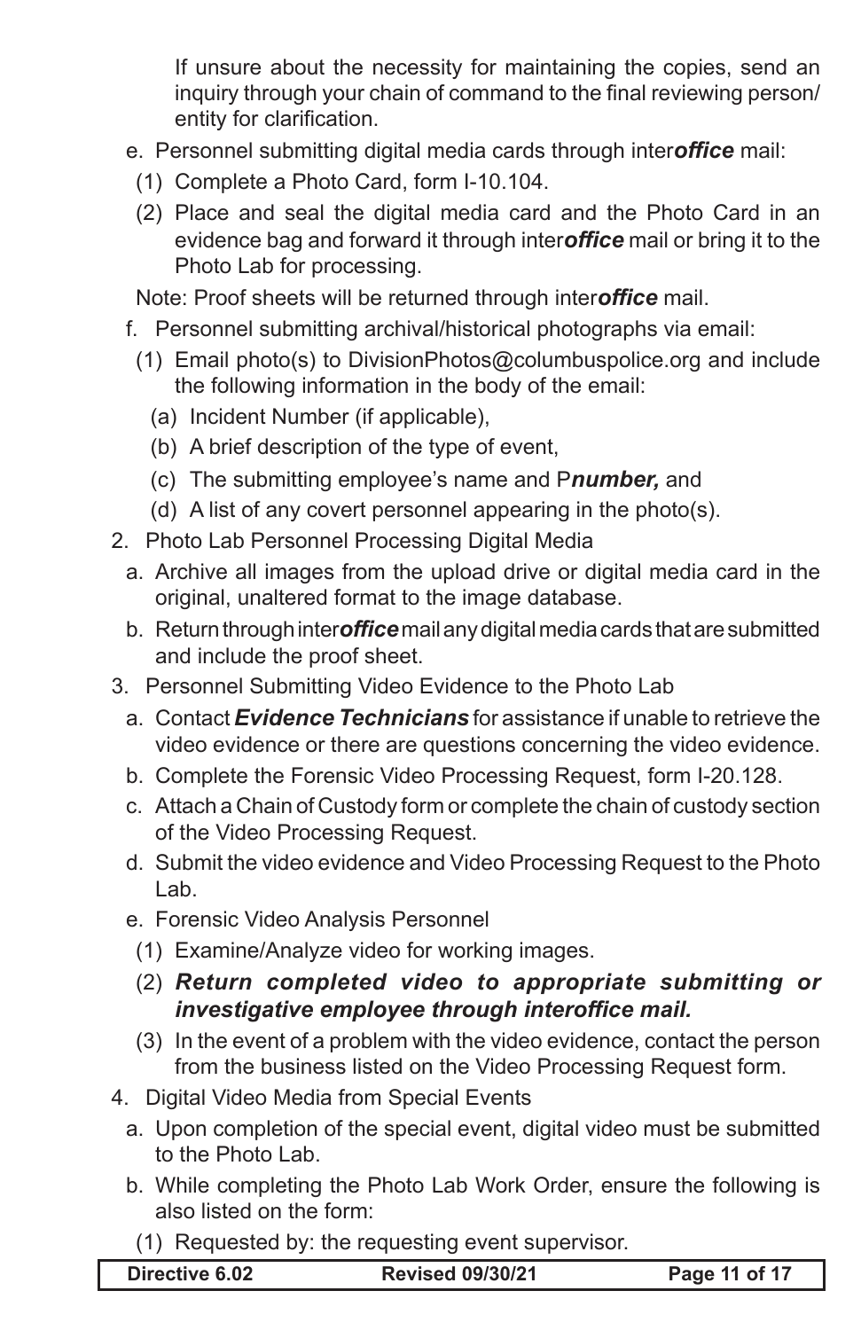If unsure about the necessity for maintaining the copies, send an inquiry through your chain of command to the final reviewing person/entity for clarification.

e. Personnel submitting digital media cards through inter***office*** mail:

(1) Complete a Photo Card, form I-10.104.

(2) Place and seal the digital media card and the Photo Card in an evidence bag and forward it through inter***office*** mail or bring it to the Photo Lab for processing.

Note: Proof sheets will be returned through inter***office*** mail.

f. Personnel submitting archival/historical photographs via email:

(1) Email photo(s) to DivisionPhotos@columbuspolice.org and include the following information in the body of the email:

(a) Incident Number (if applicable),

(b) A brief description of the type of event,

(c) The submitting employee's name and P***number,*** and

(d) A list of any covert personnel appearing in the photo(s).

2. Photo Lab Personnel Processing Digital Media

a. Archive all images from the upload drive or digital media card in the original, unaltered format to the image database.

b. Return through inter***office*** mail any digital media cards that are submitted and include the proof sheet.

3. Personnel Submitting Video Evidence to the Photo Lab

a. Contact ***Evidence Technicians*** for assistance if unable to retrieve the video evidence or there are questions concerning the video evidence.

b. Complete the Forensic Video Processing Request, form I-20.128.

c. Attach a Chain of Custody form or complete the chain of custody section of the Video Processing Request.

d. Submit the video evidence and Video Processing Request to the Photo Lab.

e. Forensic Video Analysis Personnel

(1) Examine/Analyze video for working images.

(2) ***Return completed video to appropriate submitting or investigative employee through interoffice mail.***

(3) In the event of a problem with the video evidence, contact the person from the business listed on the Video Processing Request form.

4. Digital Video Media from Special Events

a. Upon completion of the special event, digital video must be submitted to the Photo Lab.

b. While completing the Photo Lab Work Order, ensure the following is also listed on the form:

(1) Requested by: the requesting event supervisor.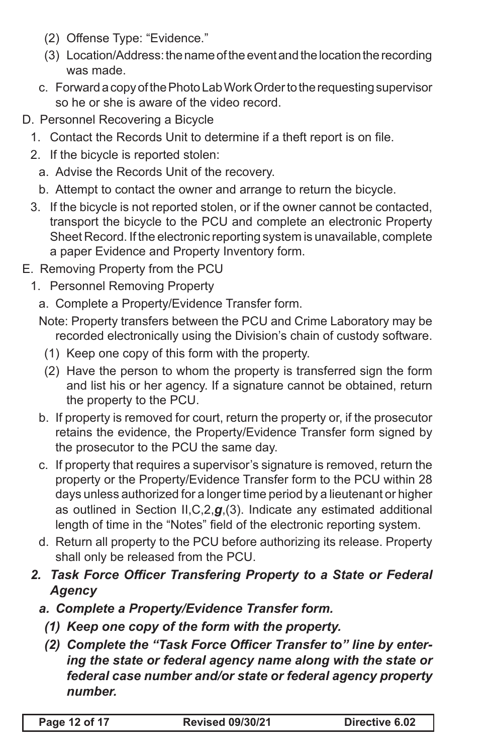(2) Offense Type: "Evidence."

(3) Location/Address: the name of the event and the location the recording was made.

c. Forward a copy of the Photo Lab Work Order to the requesting supervisor so he or she is aware of the video record.

D. Personnel Recovering a Bicycle

1. Contact the Records Unit to determine if a theft report is on file.

2. If the bicycle is reported stolen:

a. Advise the Records Unit of the recovery.

b. Attempt to contact the owner and arrange to return the bicycle.

3. If the bicycle is not reported stolen, or if the owner cannot be contacted, transport the bicycle to the PCU and complete an electronic Property Sheet Record. If the electronic reporting system is unavailable, complete a paper Evidence and Property Inventory form.

E. Removing Property from the PCU

1. Personnel Removing Property

a. Complete a Property/Evidence Transfer form.

Note: Property transfers between the PCU and Crime Laboratory may be recorded electronically using the Division's chain of custody software.

(1) Keep one copy of this form with the property.

(2) Have the person to whom the property is transferred sign the form and list his or her agency. If a signature cannot be obtained, return the property to the PCU.

b. If property is removed for court, return the property or, if the prosecutor retains the evidence, the Property/Evidence Transfer form signed by the prosecutor to the PCU the same day.

c. If property that requires a supervisor's signature is removed, return the property or the Property/Evidence Transfer form to the PCU within 28 days unless authorized for a longer time period by a lieutenant or higher as outlined in Section II,C,2,***g***,(3). Indicate any estimated additional length of time in the "Notes" field of the electronic reporting system.

d. Return all property to the PCU before authorizing its release. Property shall only be released from the PCU.

***2. Task Force Officer Transfering Property to a State or Federal Agency***

***a. Complete a Property/Evidence Transfer form.***

***(1) Keep one copy of the form with the property.***

***(2) Complete the "Task Force Officer Transfer to" line by entering the state or federal agency name along with the state or federal case number and/or state or federal agency property number.***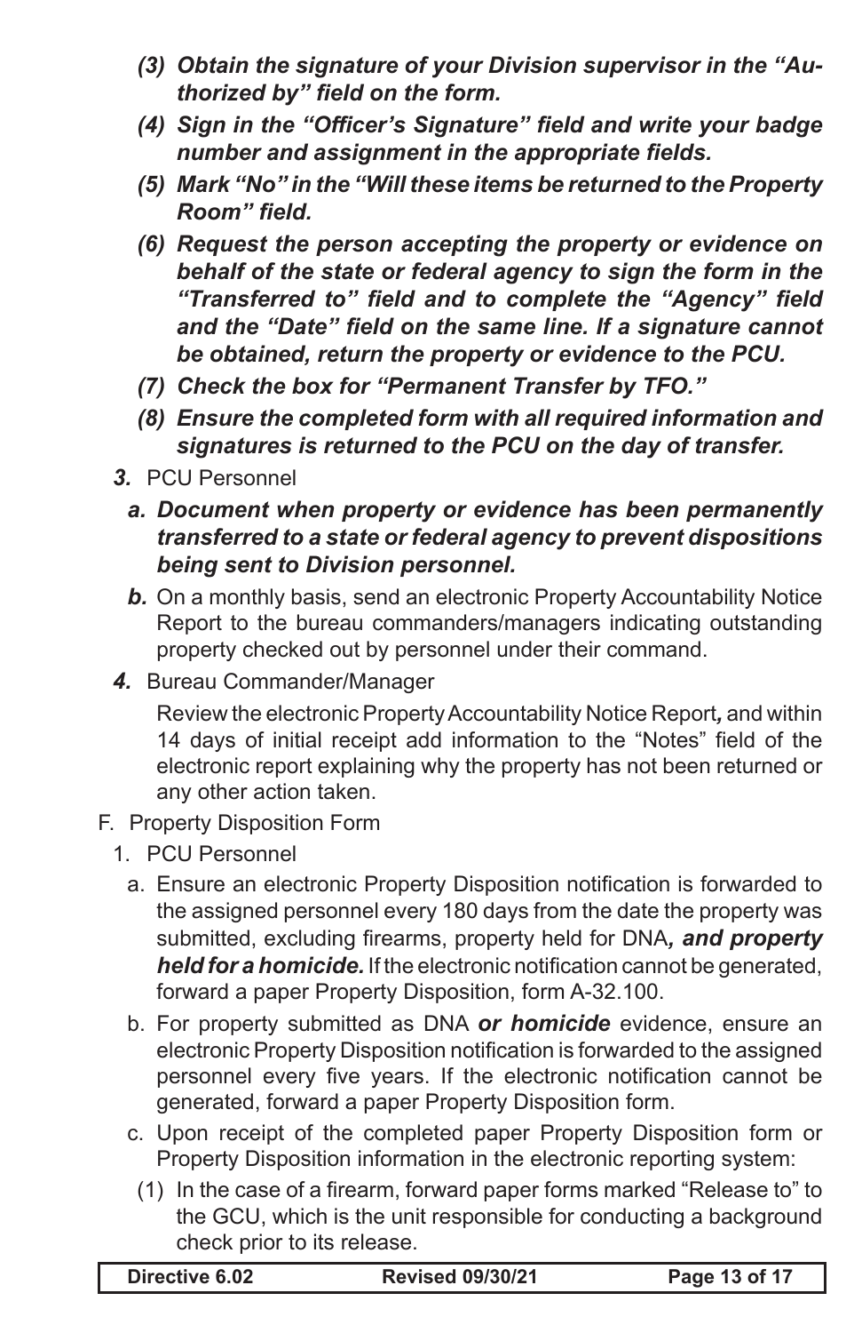*(3) **Obtain the signature of your Division supervisor in the "Authorized by" field on the form.***

*(4) **Sign in the "Officer's Signature" field and write your badge number and assignment in the appropriate fields.***

*(5) **Mark "No" in the "Will these items be returned to the Property Room" field.***

*(6) **Request the person accepting the property or evidence on behalf of the state or federal agency to sign the form in the "Transferred to" field and to complete the "Agency" field and the "Date" field on the same line. If a signature cannot be obtained, return the property or evidence to the PCU.***

*(7) **Check the box for "Permanent Transfer by TFO."***

*(8) **Ensure the completed form with all required information and signatures is returned to the PCU on the day of transfer.***

***3.*** PCU Personnel

***a. Document when property or evidence has been permanently transferred to a state or federal agency to prevent dispositions being sent to Division personnel.***

***b.*** On a monthly basis, send an electronic Property Accountability Notice Report to the bureau commanders/managers indicating outstanding property checked out by personnel under their command.

***4.*** Bureau Commander/Manager

Review the electronic Property Accountability Notice Report***,*** and within 14 days of initial receipt add information to the "Notes" field of the electronic report explaining why the property has not been returned or any other action taken.

F. Property Disposition Form

1. PCU Personnel

a. Ensure an electronic Property Disposition notification is forwarded to the assigned personnel every 180 days from the date the property was submitted, excluding firearms, property held for DNA***, and property held for a homicide.*** If the electronic notification cannot be generated, forward a paper Property Disposition, form A-32.100.

b. For property submitted as DNA ***or homicide*** evidence, ensure an electronic Property Disposition notification is forwarded to the assigned personnel every five years. If the electronic notification cannot be generated, forward a paper Property Disposition form.

c. Upon receipt of the completed paper Property Disposition form or Property Disposition information in the electronic reporting system:

(1) In the case of a firearm, forward paper forms marked "Release to" to the GCU, which is the unit responsible for conducting a background check prior to its release.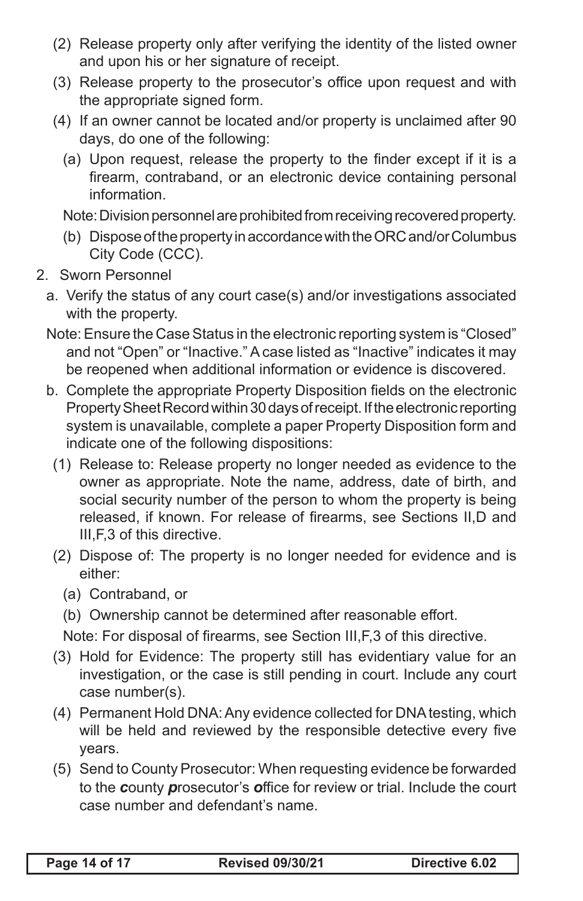(2) Release property only after verifying the identity of the listed owner and upon his or her signature of receipt.

(3) Release property to the prosecutor's office upon request and with the appropriate signed form.

(4) If an owner cannot be located and/or property is unclaimed after 90 days, do one of the following:

(a) Upon request, release the property to the finder except if it is a firearm, contraband, or an electronic device containing personal information.

Note: Division personnel are prohibited from receiving recovered property.

(b) Dispose of the property in accordance with the ORC and/or Columbus City Code (CCC).

2. Sworn Personnel

a. Verify the status of any court case(s) and/or investigations associated with the property.

Note: Ensure the Case Status in the electronic reporting system is "Closed" and not "Open" or "Inactive." A case listed as "Inactive" indicates it may be reopened when additional information or evidence is discovered.

b. Complete the appropriate Property Disposition fields on the electronic Property Sheet Record within 30 days of receipt. If the electronic reporting system is unavailable, complete a paper Property Disposition form and indicate one of the following dispositions:

(1) Release to: Release property no longer needed as evidence to the owner as appropriate. Note the name, address, date of birth, and social security number of the person to whom the property is being released, if known. For release of firearms, see Sections II,D and III,F,3 of this directive.

(2) Dispose of: The property is no longer needed for evidence and is either:

(a) Contraband, or

(b) Ownership cannot be determined after reasonable effort.

Note: For disposal of firearms, see Section III,F,3 of this directive.

(3) Hold for Evidence: The property still has evidentiary value for an investigation, or the case is still pending in court. Include any court case number(s).

(4) Permanent Hold DNA: Any evidence collected for DNA testing, which will be held and reviewed by the responsible detective every five years.

(5) Send to County Prosecutor: When requesting evidence be forwarded to the ***c***ounty ***p***rosecutor's ***o***ffice for review or trial. Include the court case number and defendant's name.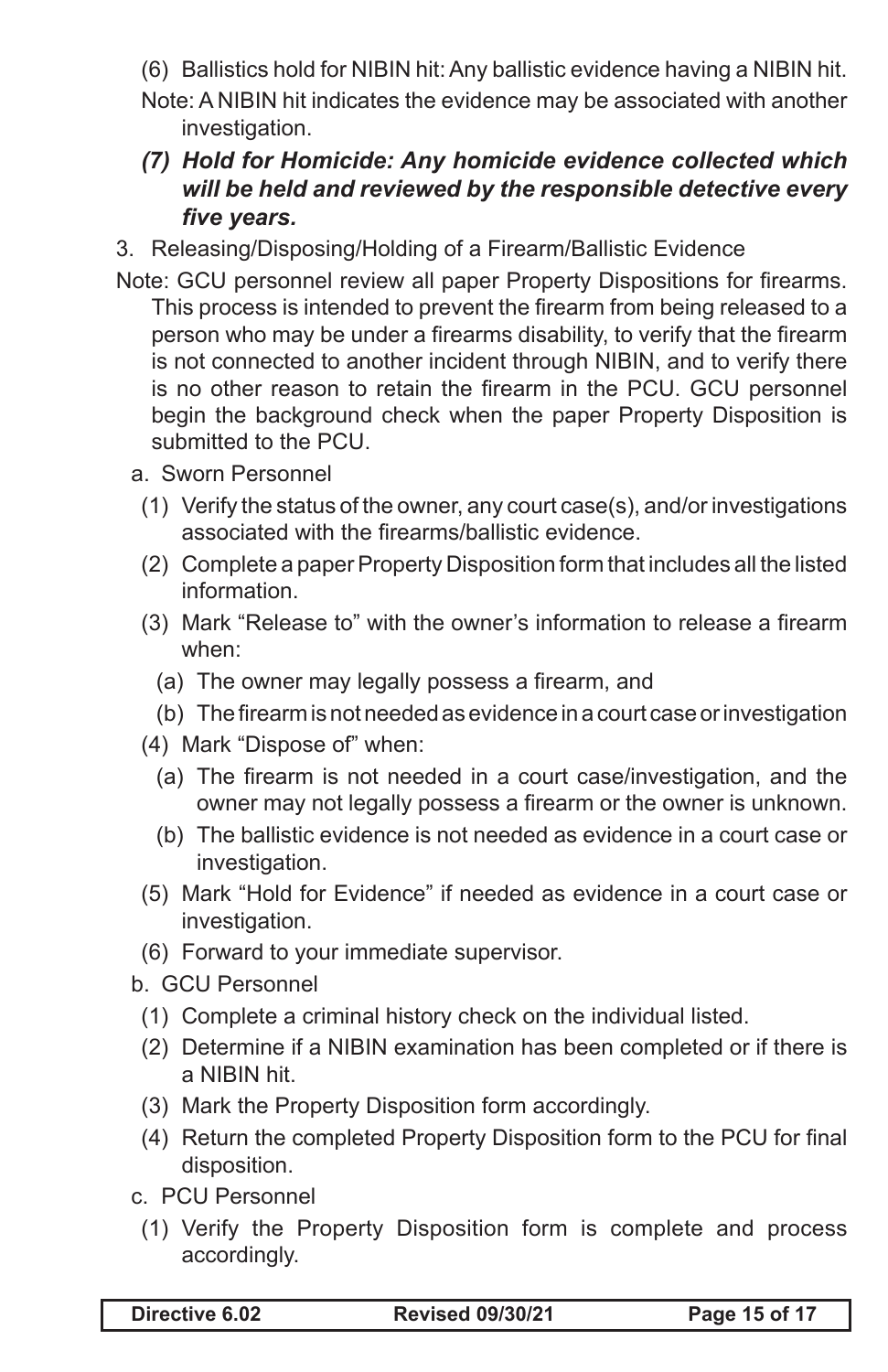(6) Ballistics hold for NIBIN hit: Any ballistic evidence having a NIBIN hit.

Note: A NIBIN hit indicates the evidence may be associated with another investigation.

***(7) Hold for Homicide: Any homicide evidence collected which will be held and reviewed by the responsible detective every five years.***

3. Releasing/Disposing/Holding of a Firearm/Ballistic Evidence

Note: GCU personnel review all paper Property Dispositions for firearms. This process is intended to prevent the firearm from being released to a person who may be under a firearms disability, to verify that the firearm is not connected to another incident through NIBIN, and to verify there is no other reason to retain the firearm in the PCU. GCU personnel begin the background check when the paper Property Disposition is submitted to the PCU.

a. Sworn Personnel

(1) Verify the status of the owner, any court case(s), and/or investigations associated with the firearms/ballistic evidence.

(2) Complete a paper Property Disposition form that includes all the listed information.

(3) Mark "Release to" with the owner's information to release a firearm when:

(a) The owner may legally possess a firearm, and

(b) The firearm is not needed as evidence in a court case or investigation

(4) Mark "Dispose of" when:

(a) The firearm is not needed in a court case/investigation, and the owner may not legally possess a firearm or the owner is unknown.

(b) The ballistic evidence is not needed as evidence in a court case or investigation.

(5) Mark "Hold for Evidence" if needed as evidence in a court case or investigation.

(6) Forward to your immediate supervisor.

b. GCU Personnel

(1) Complete a criminal history check on the individual listed.

(2) Determine if a NIBIN examination has been completed or if there is a NIBIN hit.

(3) Mark the Property Disposition form accordingly.

(4) Return the completed Property Disposition form to the PCU for final disposition.

c. PCU Personnel

(1) Verify the Property Disposition form is complete and process accordingly.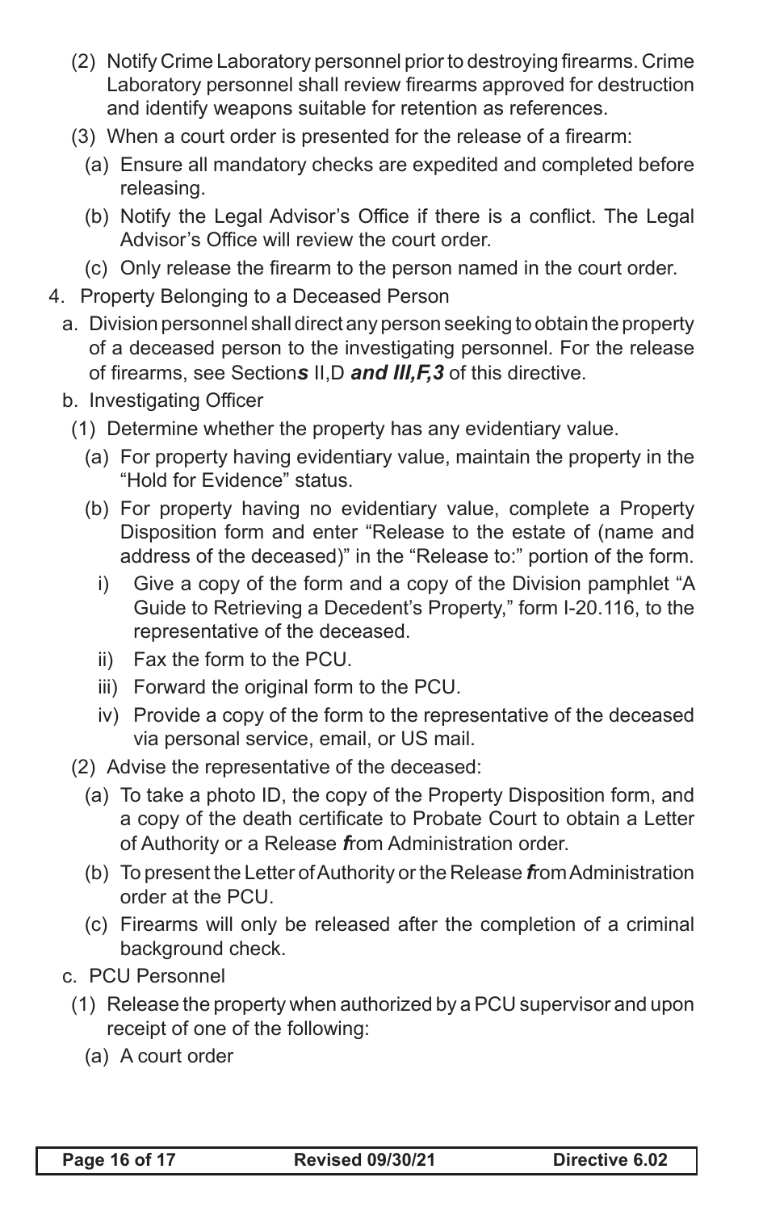(2) Notify Crime Laboratory personnel prior to destroying firearms. Crime Laboratory personnel shall review firearms approved for destruction and identify weapons suitable for retention as references.

(3) When a court order is presented for the release of a firearm:

(a) Ensure all mandatory checks are expedited and completed before releasing.

(b) Notify the Legal Advisor's Office if there is a conflict. The Legal Advisor's Office will review the court order.

(c) Only release the firearm to the person named in the court order.

4. Property Belonging to a Deceased Person

a. Division personnel shall direct any person seeking to obtain the property of a deceased person to the investigating personnel. For the release of firearms, see Section***s*** II,D ***and III,F,3*** of this directive.

b. Investigating Officer

(1) Determine whether the property has any evidentiary value.

(a) For property having evidentiary value, maintain the property in the "Hold for Evidence" status.

(b) For property having no evidentiary value, complete a Property Disposition form and enter "Release to the estate of (name and address of the deceased)" in the "Release to:" portion of the form.

i) Give a copy of the form and a copy of the Division pamphlet "A Guide to Retrieving a Decedent's Property," form I-20.116, to the representative of the deceased.

ii) Fax the form to the PCU.

iii) Forward the original form to the PCU.

iv) Provide a copy of the form to the representative of the deceased via personal service, email, or US mail.

(2) Advise the representative of the deceased:

(a) To take a photo ID, the copy of the Property Disposition form, and a copy of the death certificate to Probate Court to obtain a Letter of Authority or a Release ***f***rom Administration order.

(b) To present the Letter of Authority or the Release ***f***rom Administration order at the PCU.

(c) Firearms will only be released after the completion of a criminal background check.

c. PCU Personnel

(1) Release the property when authorized by a PCU supervisor and upon receipt of one of the following:

(a) A court order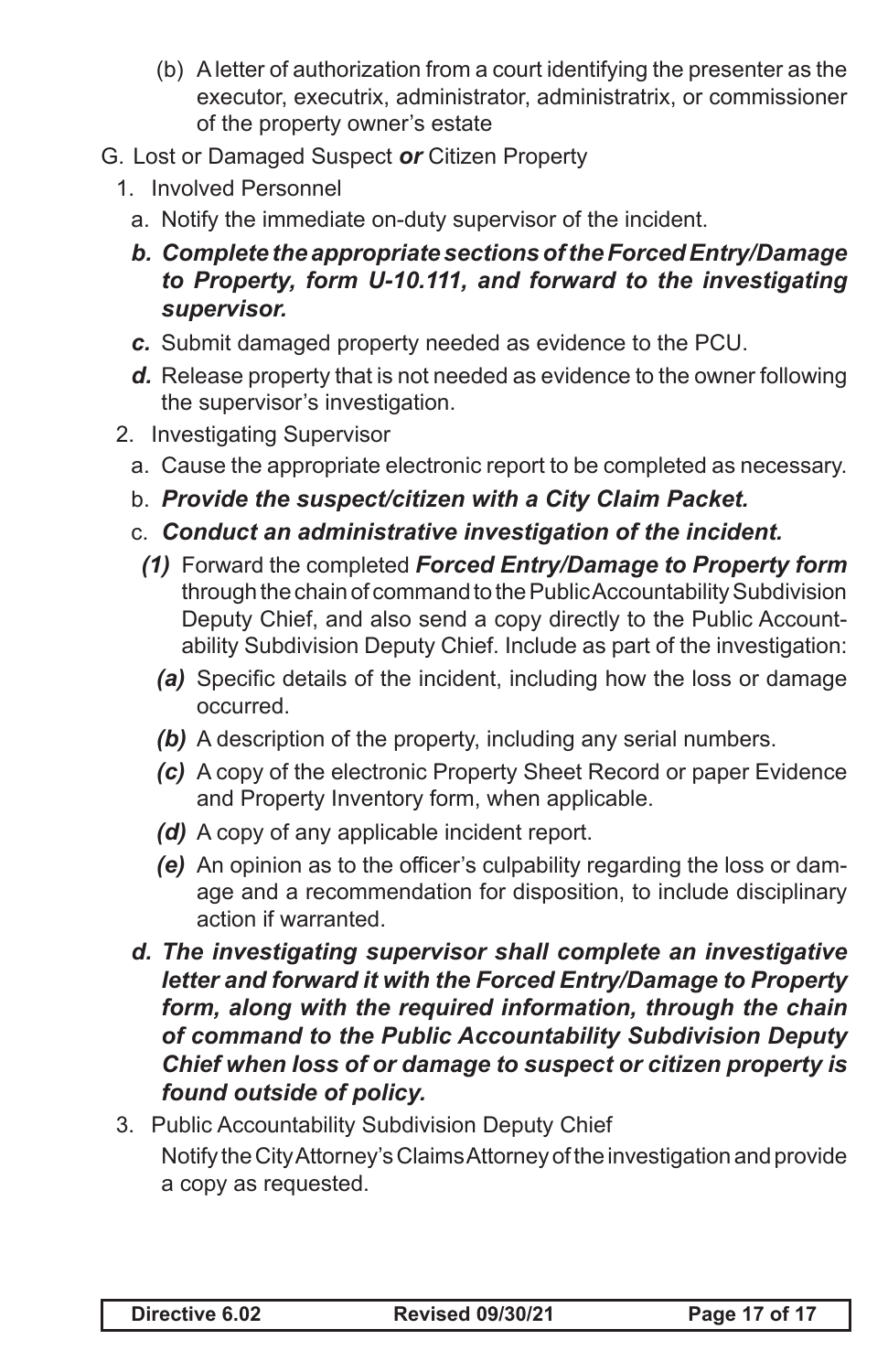(b) A letter of authorization from a court identifying the presenter as the executor, executrix, administrator, administratrix, or commissioner of the property owner's estate

G. Lost or Damaged Suspect ***or*** Citizen Property

1. Involved Personnel

   a. Notify the immediate on-duty supervisor of the incident.

   ***b. Complete the appropriate sections of the Forced Entry/Damage to Property, form U-10.111, and forward to the investigating supervisor.***

   ***c.*** Submit damaged property needed as evidence to the PCU.

   ***d.*** Release property that is not needed as evidence to the owner following the supervisor's investigation.

2. Investigating Supervisor

   a. Cause the appropriate electronic report to be completed as necessary.

   b. ***Provide the suspect/citizen with a City Claim Packet.***

   c. ***Conduct an administrative investigation of the incident.***

      ***(1)*** Forward the completed ***Forced Entry/Damage to Property form*** through the chain of command to the Public Accountability Subdivision Deputy Chief, and also send a copy directly to the Public Accountability Subdivision Deputy Chief. Include as part of the investigation:

         ***(a)*** Specific details of the incident, including how the loss or damage occurred.

         ***(b)*** A description of the property, including any serial numbers.

         ***(c)*** A copy of the electronic Property Sheet Record or paper Evidence and Property Inventory form, when applicable.

         ***(d)*** A copy of any applicable incident report.

         ***(e)*** An opinion as to the officer's culpability regarding the loss or damage and a recommendation for disposition, to include disciplinary action if warranted.

   ***d. The investigating supervisor shall complete an investigative letter and forward it with the Forced Entry/Damage to Property form, along with the required information, through the chain of command to the Public Accountability Subdivision Deputy Chief when loss of or damage to suspect or citizen property is found outside of policy.***

3. Public Accountability Subdivision Deputy Chief

   Notify the City Attorney's Claims Attorney of the investigation and provide a copy as requested.